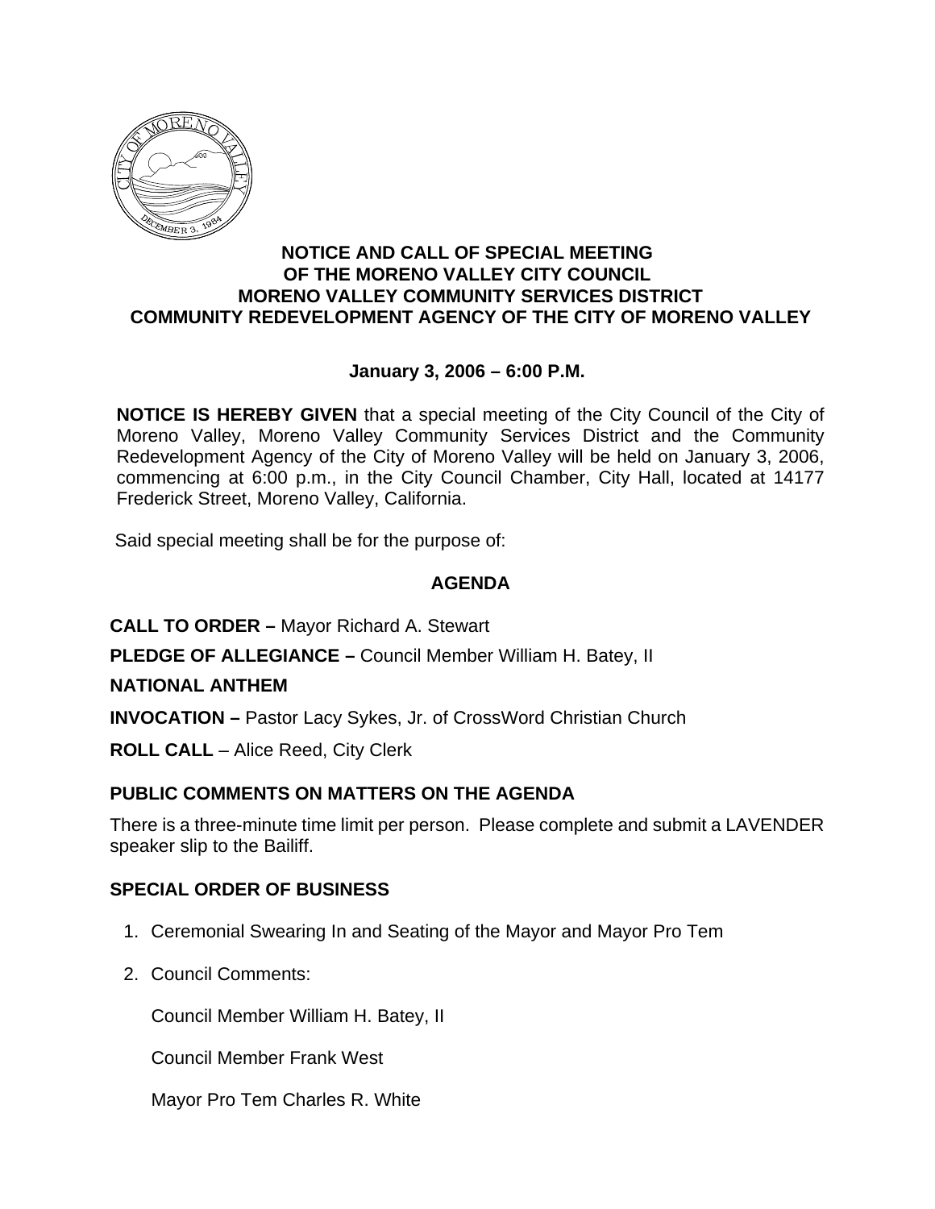**NOTICE AND CALL OF SPECIAL MEETING**
**OF THE MORENO VALLEY CITY COUNCIL**
**MORENO VALLEY COMMUNITY SERVICES DISTRICT**
**COMMUNITY REDEVELOPMENT AGENCY OF THE CITY OF MORENO VALLEY**

**January 3, 2006 – 6:00 P.M.**

**NOTICE IS HEREBY GIVEN** that a special meeting of the City Council of the City of Moreno Valley, Moreno Valley Community Services District and the Community Redevelopment Agency of the City of Moreno Valley will be held on January 3, 2006, commencing at 6:00 p.m., in the City Council Chamber, City Hall, located at 14177 Frederick Street, Moreno Valley, California.

Said special meeting shall be for the purpose of:

## AGENDA

**CALL TO ORDER –** Mayor Richard A. Stewart

**PLEDGE OF ALLEGIANCE –** Council Member William H. Batey, II

**NATIONAL ANTHEM**

**INVOCATION –** Pastor Lacy Sykes, Jr. of CrossWord Christian Church

**ROLL CALL** – Alice Reed, City Clerk

### PUBLIC COMMENTS ON MATTERS ON THE AGENDA

There is a three-minute time limit per person. Please complete and submit a LAVENDER speaker slip to the Bailiff.

### SPECIAL ORDER OF BUSINESS

1. Ceremonial Swearing In and Seating of the Mayor and Mayor Pro Tem

2. Council Comments:

   Council Member William H. Batey, II

   Council Member Frank West

   Mayor Pro Tem Charles R. White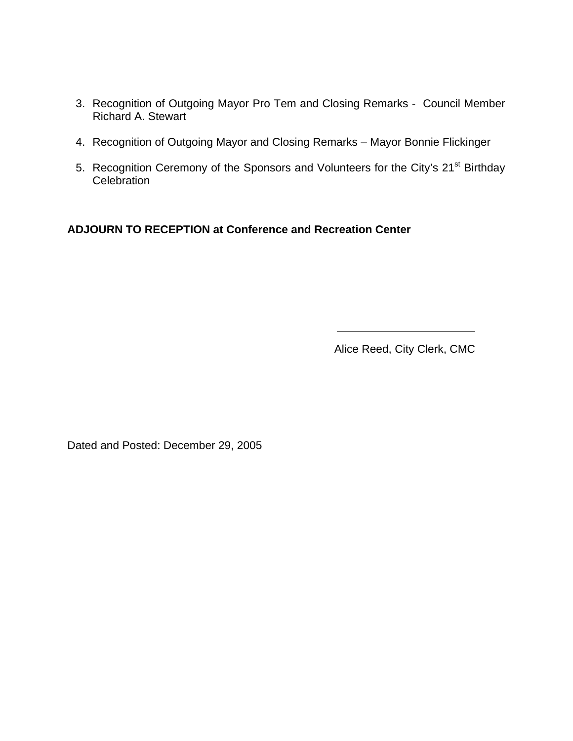3. Recognition of Outgoing Mayor Pro Tem and Closing Remarks - Council Member Richard A. Stewart

4. Recognition of Outgoing Mayor and Closing Remarks – Mayor Bonnie Flickinger

5. Recognition Ceremony of the Sponsors and Volunteers for the City's 21st Birthday Celebration

**ADJOURN TO RECEPTION at Conference and Recreation Center**

\_\_\_\_\_\_\_\_\_\_\_\_\_\_\_\_\_\_\_\_\_\_\_\_

Alice Reed, City Clerk, CMC

Dated and Posted: December 29, 2005